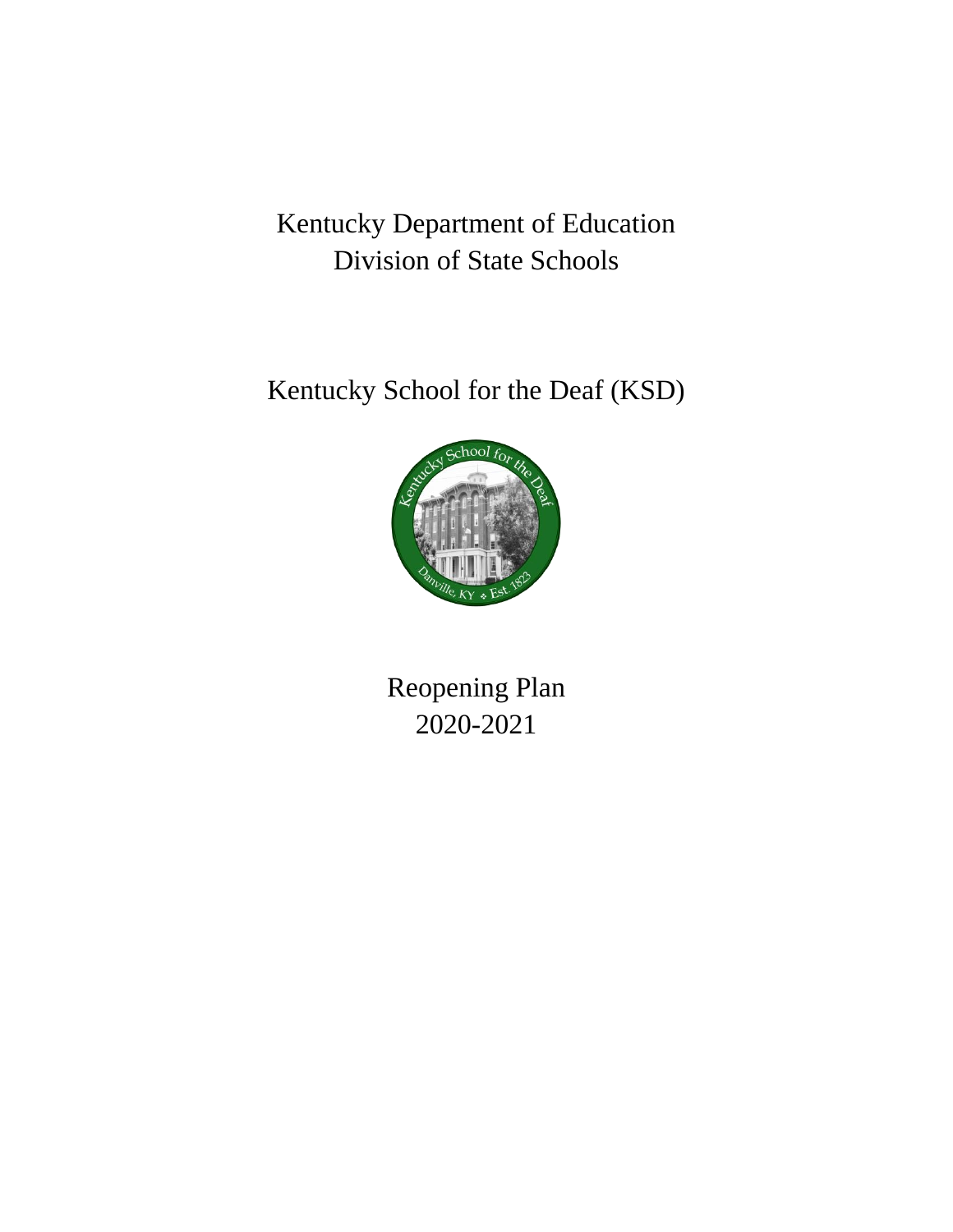# Kentucky Department of Education
# Division of State Schools

## Kentucky School for the Deaf (KSD)

## Reopening Plan
## 2020-2021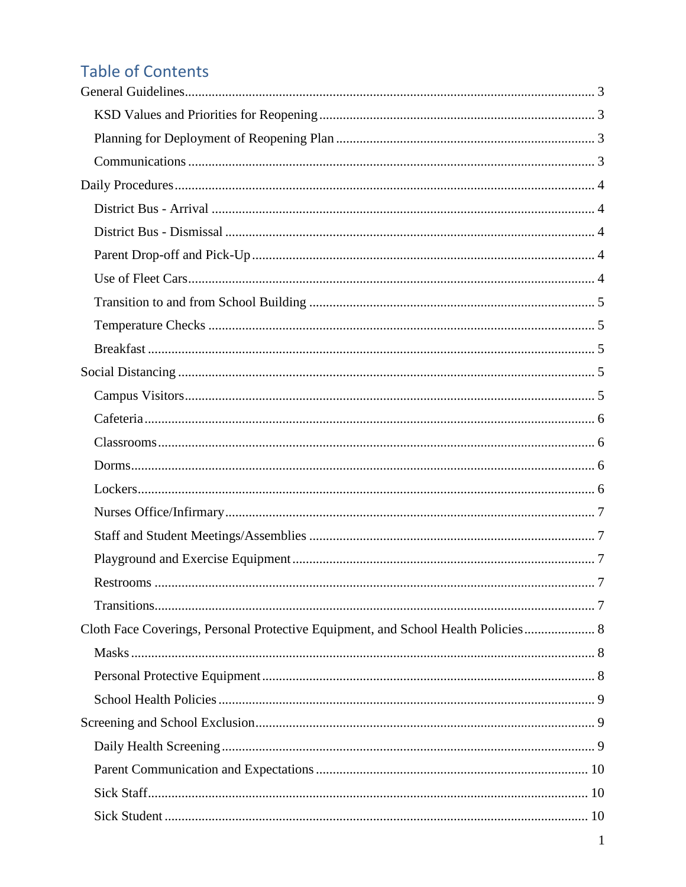## Table of Contents

- General Guidelines ..... 3
  - KSD Values and Priorities for Reopening ..... 3
  - Planning for Deployment of Reopening Plan ..... 3
  - Communications ..... 3
- Daily Procedures ..... 4
  - District Bus - Arrival ..... 4
  - District Bus - Dismissal ..... 4
  - Parent Drop-off and Pick-Up ..... 4
  - Use of Fleet Cars ..... 4
  - Transition to and from School Building ..... 5
  - Temperature Checks ..... 5
  - Breakfast ..... 5
- Social Distancing ..... 5
  - Campus Visitors ..... 5
  - Cafeteria ..... 6
  - Classrooms ..... 6
  - Dorms ..... 6
  - Lockers ..... 6
  - Nurses Office/Infirmary ..... 7
  - Staff and Student Meetings/Assemblies ..... 7
  - Playground and Exercise Equipment ..... 7
  - Restrooms ..... 7
  - Transitions ..... 7
- Cloth Face Coverings, Personal Protective Equipment, and School Health Policies ..... 8
  - Masks ..... 8
  - Personal Protective Equipment ..... 8
  - School Health Policies ..... 9
- Screening and School Exclusion ..... 9
  - Daily Health Screening ..... 9
  - Parent Communication and Expectations ..... 10
  - Sick Staff ..... 10
  - Sick Student ..... 10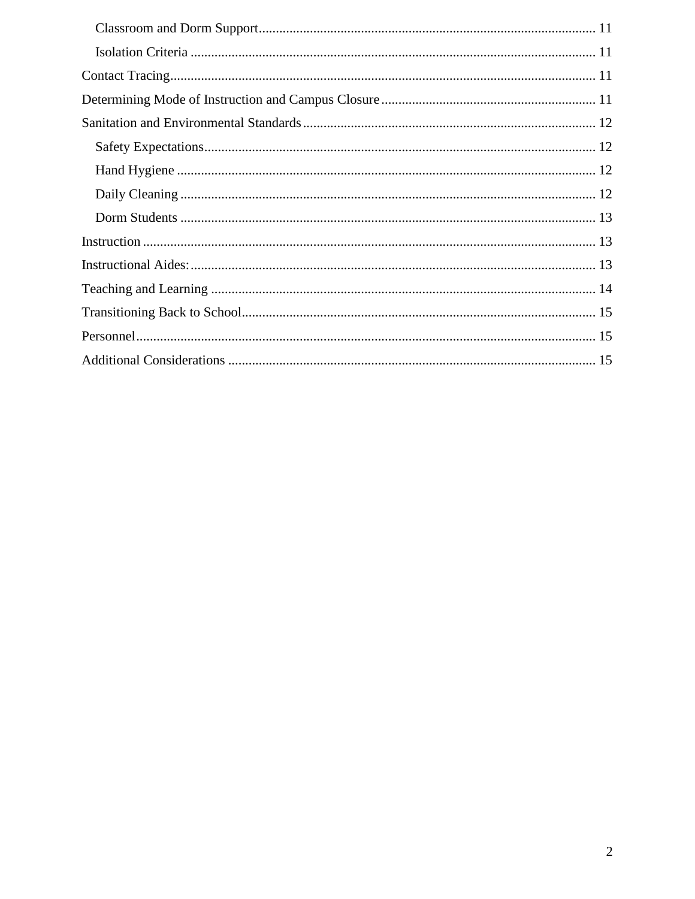- Classroom and Dorm Support .......... 11
- Isolation Criteria .......... 11

Contact Tracing .......... 11

Determining Mode of Instruction and Campus Closure .......... 11

Sanitation and Environmental Standards .......... 12

- Safety Expectations .......... 12
- Hand Hygiene .......... 12
- Daily Cleaning .......... 12
- Dorm Students .......... 13

Instruction .......... 13

Instructional Aides: .......... 13

Teaching and Learning .......... 14

Transitioning Back to School .......... 15

Personnel .......... 15

Additional Considerations .......... 15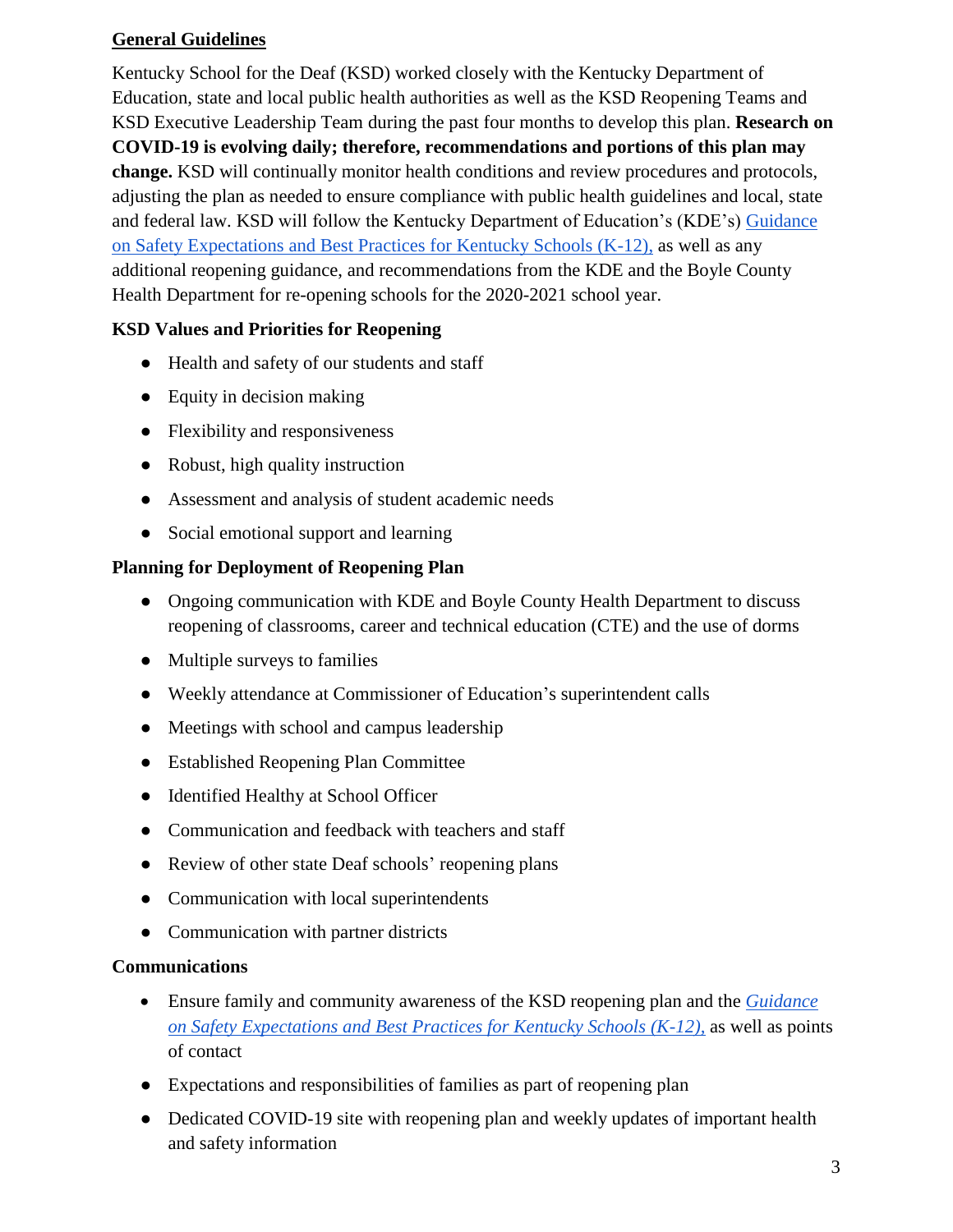## General Guidelines

Kentucky School for the Deaf (KSD) worked closely with the Kentucky Department of Education, state and local public health authorities as well as the KSD Reopening Teams and KSD Executive Leadership Team during the past four months to develop this plan. **Research on COVID-19 is evolving daily; therefore, recommendations and portions of this plan may change.** KSD will continually monitor health conditions and review procedures and protocols, adjusting the plan as needed to ensure compliance with public health guidelines and local, state and federal law. KSD will follow the Kentucky Department of Education's (KDE's) Guidance on Safety Expectations and Best Practices for Kentucky Schools (K-12), as well as any additional reopening guidance, and recommendations from the KDE and the Boyle County Health Department for re-opening schools for the 2020-2021 school year.

### KSD Values and Priorities for Reopening

- Health and safety of our students and staff
- Equity in decision making
- Flexibility and responsiveness
- Robust, high quality instruction
- Assessment and analysis of student academic needs
- Social emotional support and learning

### Planning for Deployment of Reopening Plan

- Ongoing communication with KDE and Boyle County Health Department to discuss reopening of classrooms, career and technical education (CTE) and the use of dorms
- Multiple surveys to families
- Weekly attendance at Commissioner of Education's superintendent calls
- Meetings with school and campus leadership
- Established Reopening Plan Committee
- Identified Healthy at School Officer
- Communication and feedback with teachers and staff
- Review of other state Deaf schools' reopening plans
- Communication with local superintendents
- Communication with partner districts

### Communications

- Ensure family and community awareness of the KSD reopening plan and the *Guidance on Safety Expectations and Best Practices for Kentucky Schools (K-12),* as well as points of contact
- Expectations and responsibilities of families as part of reopening plan
- Dedicated COVID-19 site with reopening plan and weekly updates of important health and safety information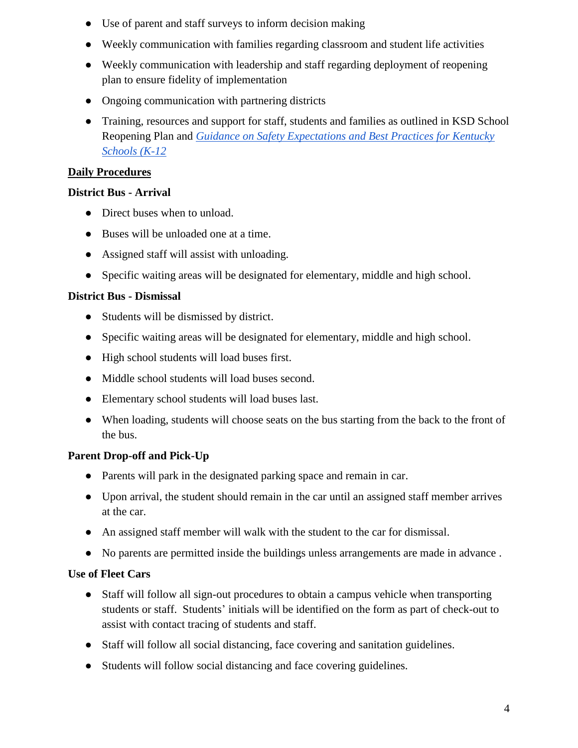- Use of parent and staff surveys to inform decision making
- Weekly communication with families regarding classroom and student life activities
- Weekly communication with leadership and staff regarding deployment of reopening plan to ensure fidelity of implementation
- Ongoing communication with partnering districts
- Training, resources and support for staff, students and families as outlined in KSD School Reopening Plan and [*Guidance on Safety Expectations and Best Practices for Kentucky Schools (K-12*]()

## Daily Procedures

**District Bus - Arrival**

- Direct buses when to unload.
- Buses will be unloaded one at a time.
- Assigned staff will assist with unloading.
- Specific waiting areas will be designated for elementary, middle and high school.

**District Bus - Dismissal**

- Students will be dismissed by district.
- Specific waiting areas will be designated for elementary, middle and high school.
- High school students will load buses first.
- Middle school students will load buses second.
- Elementary school students will load buses last.
- When loading, students will choose seats on the bus starting from the back to the front of the bus.

**Parent Drop-off and Pick-Up**

- Parents will park in the designated parking space and remain in car.
- Upon arrival, the student should remain in the car until an assigned staff member arrives at the car.
- An assigned staff member will walk with the student to the car for dismissal.
- No parents are permitted inside the buildings unless arrangements are made in advance .

**Use of Fleet Cars**

- Staff will follow all sign-out procedures to obtain a campus vehicle when transporting students or staff. Students' initials will be identified on the form as part of check-out to assist with contact tracing of students and staff.
- Staff will follow all social distancing, face covering and sanitation guidelines.
- Students will follow social distancing and face covering guidelines.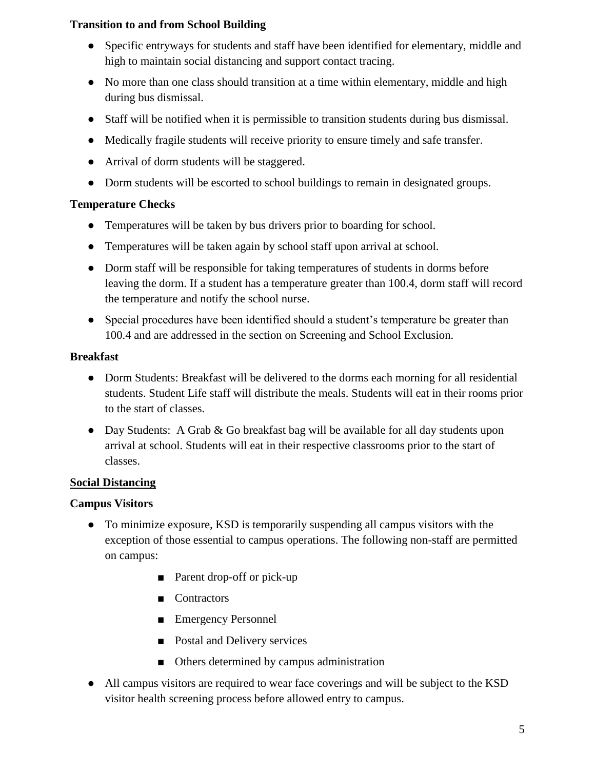**Transition to and from School Building**

- Specific entryways for students and staff have been identified for elementary, middle and high to maintain social distancing and support contact tracing.
- No more than one class should transition at a time within elementary, middle and high during bus dismissal.
- Staff will be notified when it is permissible to transition students during bus dismissal.
- Medically fragile students will receive priority to ensure timely and safe transfer.
- Arrival of dorm students will be staggered.
- Dorm students will be escorted to school buildings to remain in designated groups.

**Temperature Checks**

- Temperatures will be taken by bus drivers prior to boarding for school.
- Temperatures will be taken again by school staff upon arrival at school.
- Dorm staff will be responsible for taking temperatures of students in dorms before leaving the dorm. If a student has a temperature greater than 100.4, dorm staff will record the temperature and notify the school nurse.
- Special procedures have been identified should a student's temperature be greater than 100.4 and are addressed in the section on Screening and School Exclusion.

**Breakfast**

- Dorm Students: Breakfast will be delivered to the dorms each morning for all residential students. Student Life staff will distribute the meals. Students will eat in their rooms prior to the start of classes.
- Day Students: A Grab & Go breakfast bag will be available for all day students upon arrival at school. Students will eat in their respective classrooms prior to the start of classes.

**Social Distancing**

**Campus Visitors**

- To minimize exposure, KSD is temporarily suspending all campus visitors with the exception of those essential to campus operations. The following non-staff are permitted on campus:
    - Parent drop-off or pick-up
    - Contractors
    - Emergency Personnel
    - Postal and Delivery services
    - Others determined by campus administration
- All campus visitors are required to wear face coverings and will be subject to the KSD visitor health screening process before allowed entry to campus.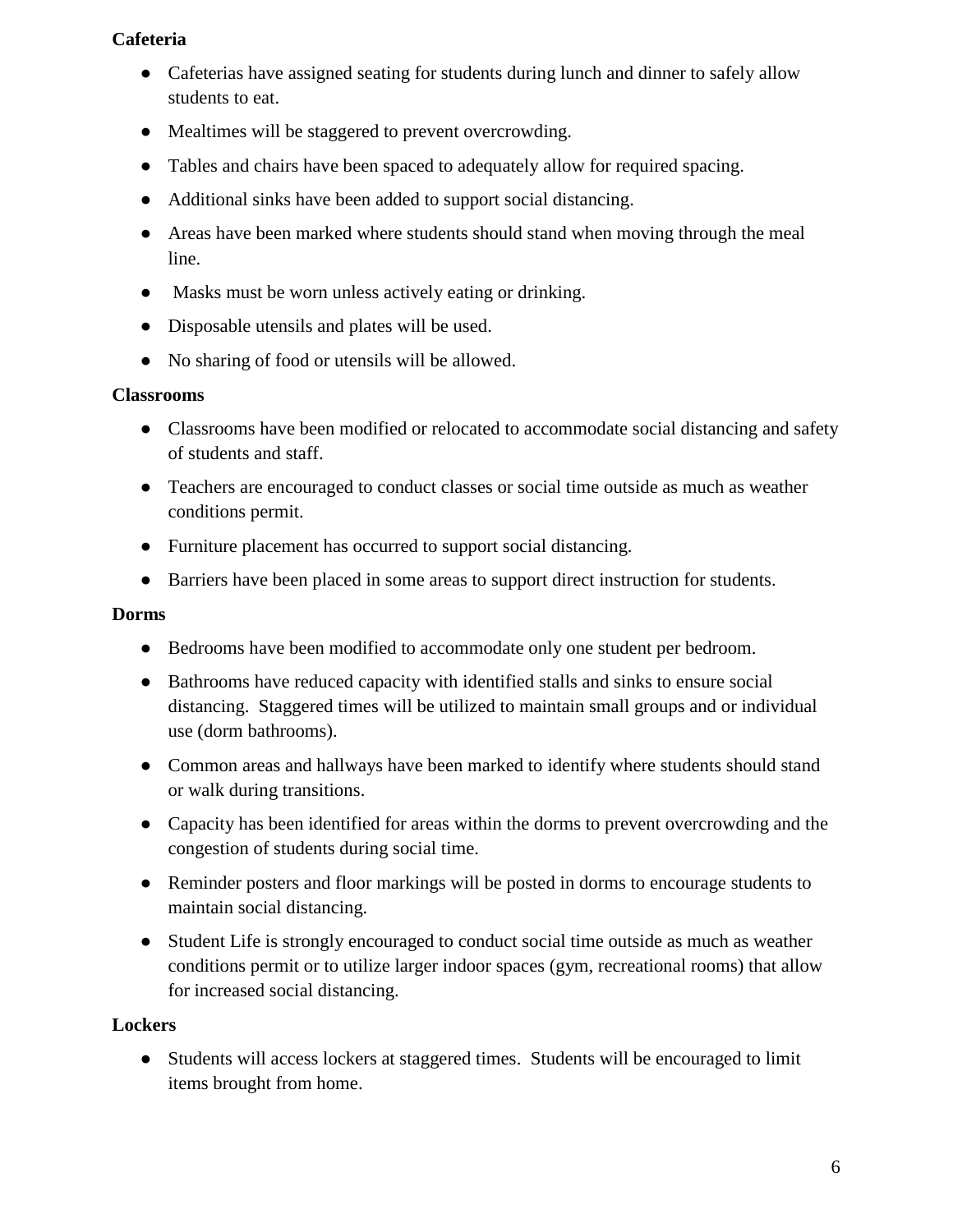**Cafeteria**

- Cafeterias have assigned seating for students during lunch and dinner to safely allow students to eat.
- Mealtimes will be staggered to prevent overcrowding.
- Tables and chairs have been spaced to adequately allow for required spacing.
- Additional sinks have been added to support social distancing.
- Areas have been marked where students should stand when moving through the meal line.
- Masks must be worn unless actively eating or drinking.
- Disposable utensils and plates will be used.
- No sharing of food or utensils will be allowed.

**Classrooms**

- Classrooms have been modified or relocated to accommodate social distancing and safety of students and staff.
- Teachers are encouraged to conduct classes or social time outside as much as weather conditions permit.
- Furniture placement has occurred to support social distancing.
- Barriers have been placed in some areas to support direct instruction for students.

**Dorms**

- Bedrooms have been modified to accommodate only one student per bedroom.
- Bathrooms have reduced capacity with identified stalls and sinks to ensure social distancing. Staggered times will be utilized to maintain small groups and or individual use (dorm bathrooms).
- Common areas and hallways have been marked to identify where students should stand or walk during transitions.
- Capacity has been identified for areas within the dorms to prevent overcrowding and the congestion of students during social time.
- Reminder posters and floor markings will be posted in dorms to encourage students to maintain social distancing.
- Student Life is strongly encouraged to conduct social time outside as much as weather conditions permit or to utilize larger indoor spaces (gym, recreational rooms) that allow for increased social distancing.

**Lockers**

- Students will access lockers at staggered times. Students will be encouraged to limit items brought from home.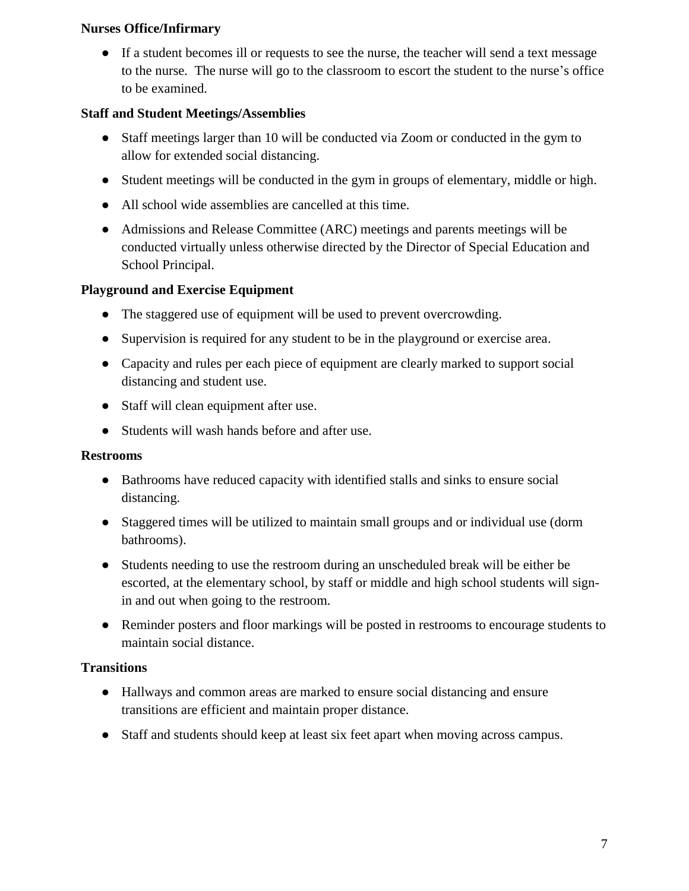**Nurses Office/Infirmary**

- If a student becomes ill or requests to see the nurse, the teacher will send a text message to the nurse. The nurse will go to the classroom to escort the student to the nurse's office to be examined.

**Staff and Student Meetings/Assemblies**

- Staff meetings larger than 10 will be conducted via Zoom or conducted in the gym to allow for extended social distancing.
- Student meetings will be conducted in the gym in groups of elementary, middle or high.
- All school wide assemblies are cancelled at this time.
- Admissions and Release Committee (ARC) meetings and parents meetings will be conducted virtually unless otherwise directed by the Director of Special Education and School Principal.

**Playground and Exercise Equipment**

- The staggered use of equipment will be used to prevent overcrowding.
- Supervision is required for any student to be in the playground or exercise area.
- Capacity and rules per each piece of equipment are clearly marked to support social distancing and student use.
- Staff will clean equipment after use.
- Students will wash hands before and after use.

**Restrooms**

- Bathrooms have reduced capacity with identified stalls and sinks to ensure social distancing.
- Staggered times will be utilized to maintain small groups and or individual use (dorm bathrooms).
- Students needing to use the restroom during an unscheduled break will be either be escorted, at the elementary school, by staff or middle and high school students will sign-in and out when going to the restroom.
- Reminder posters and floor markings will be posted in restrooms to encourage students to maintain social distance.

**Transitions**

- Hallways and common areas are marked to ensure social distancing and ensure transitions are efficient and maintain proper distance.
- Staff and students should keep at least six feet apart when moving across campus.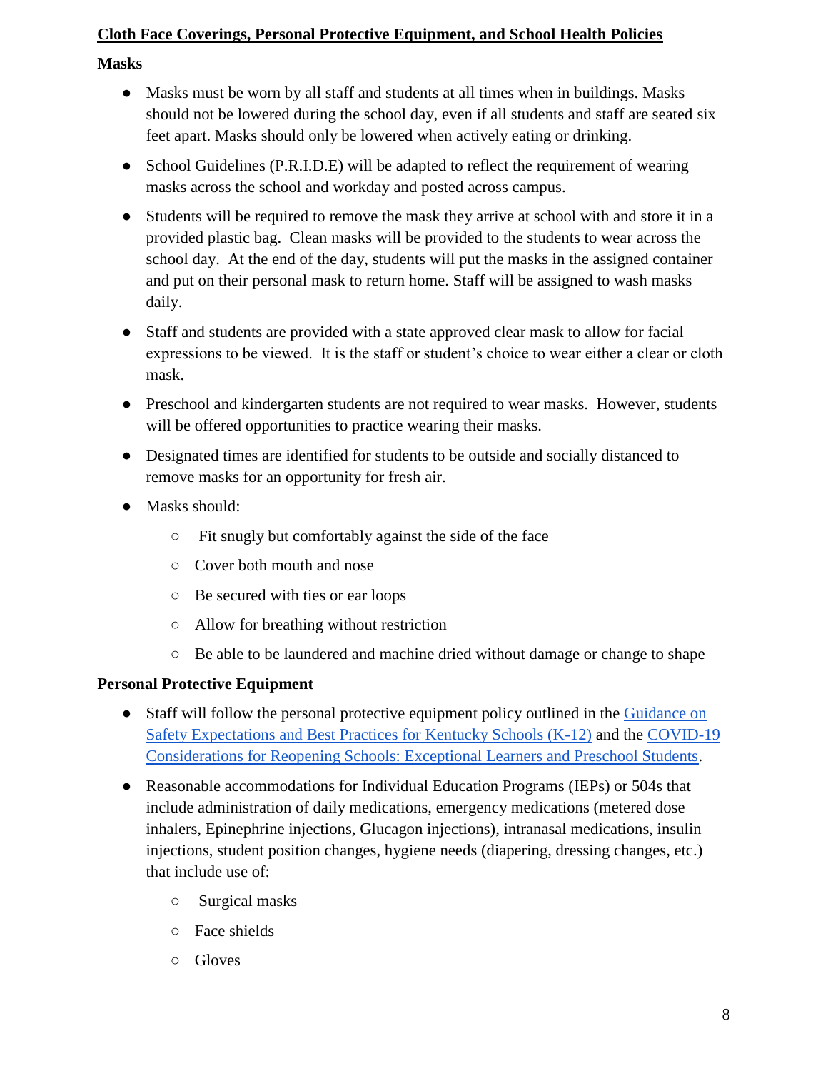## Cloth Face Coverings, Personal Protective Equipment, and School Health Policies

### Masks

- Masks must be worn by all staff and students at all times when in buildings. Masks should not be lowered during the school day, even if all students and staff are seated six feet apart. Masks should only be lowered when actively eating or drinking.
- School Guidelines (P.R.I.D.E) will be adapted to reflect the requirement of wearing masks across the school and workday and posted across campus.
- Students will be required to remove the mask they arrive at school with and store it in a provided plastic bag. Clean masks will be provided to the students to wear across the school day. At the end of the day, students will put the masks in the assigned container and put on their personal mask to return home. Staff will be assigned to wash masks daily.
- Staff and students are provided with a state approved clear mask to allow for facial expressions to be viewed. It is the staff or student's choice to wear either a clear or cloth mask.
- Preschool and kindergarten students are not required to wear masks. However, students will be offered opportunities to practice wearing their masks.
- Designated times are identified for students to be outside and socially distanced to remove masks for an opportunity for fresh air.
- Masks should:
  - Fit snugly but comfortably against the side of the face
  - Cover both mouth and nose
  - Be secured with ties or ear loops
  - Allow for breathing without restriction
  - Be able to be laundered and machine dried without damage or change to shape

### Personal Protective Equipment

- Staff will follow the personal protective equipment policy outlined in the Guidance on Safety Expectations and Best Practices for Kentucky Schools (K-12) and the COVID-19 Considerations for Reopening Schools: Exceptional Learners and Preschool Students.
- Reasonable accommodations for Individual Education Programs (IEPs) or 504s that include administration of daily medications, emergency medications (metered dose inhalers, Epinephrine injections, Glucagon injections), intranasal medications, insulin injections, student position changes, hygiene needs (diapering, dressing changes, etc.) that include use of:
  - Surgical masks
  - Face shields
  - Gloves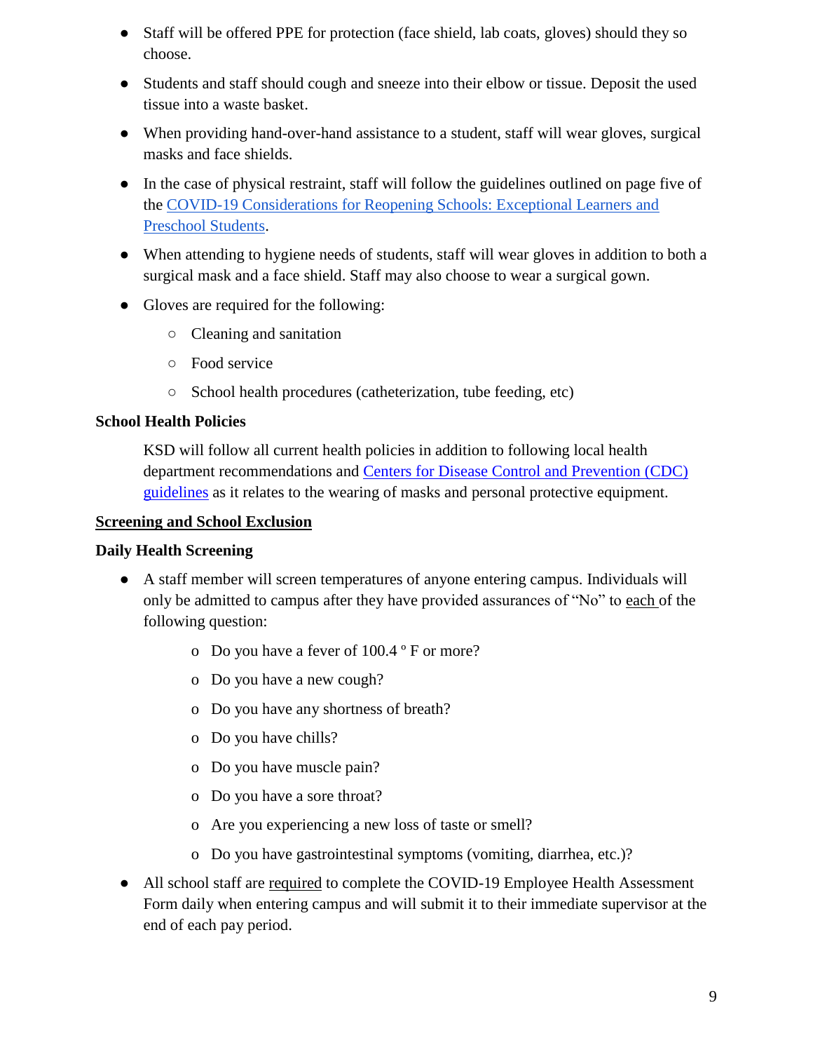- Staff will be offered PPE for protection (face shield, lab coats, gloves) should they so choose.
- Students and staff should cough and sneeze into their elbow or tissue. Deposit the used tissue into a waste basket.
- When providing hand-over-hand assistance to a student, staff will wear gloves, surgical masks and face shields.
- In the case of physical restraint, staff will follow the guidelines outlined on page five of the [COVID-19 Considerations for Reopening Schools: Exceptional Learners and Preschool Students](#).
- When attending to hygiene needs of students, staff will wear gloves in addition to both a surgical mask and a face shield. Staff may also choose to wear a surgical gown.
- Gloves are required for the following:
  - Cleaning and sanitation
  - Food service
  - School health procedures (catheterization, tube feeding, etc)

**School Health Policies**

KSD will follow all current health policies in addition to following local health department recommendations and [Centers for Disease Control and Prevention (CDC) guidelines](#) as it relates to the wearing of masks and personal protective equipment.

**<u>Screening and School Exclusion</u>**

**Daily Health Screening**

- A staff member will screen temperatures of anyone entering campus. Individuals will only be admitted to campus after they have provided assurances of "No" to <u>each</u> of the following question:
  - Do you have a fever of 100.4 º F or more?
  - Do you have a new cough?
  - Do you have any shortness of breath?
  - Do you have chills?
  - Do you have muscle pain?
  - Do you have a sore throat?
  - Are you experiencing a new loss of taste or smell?
  - Do you have gastrointestinal symptoms (vomiting, diarrhea, etc.)?
- All school staff are <u>required</u> to complete the COVID-19 Employee Health Assessment Form daily when entering campus and will submit it to their immediate supervisor at the end of each pay period.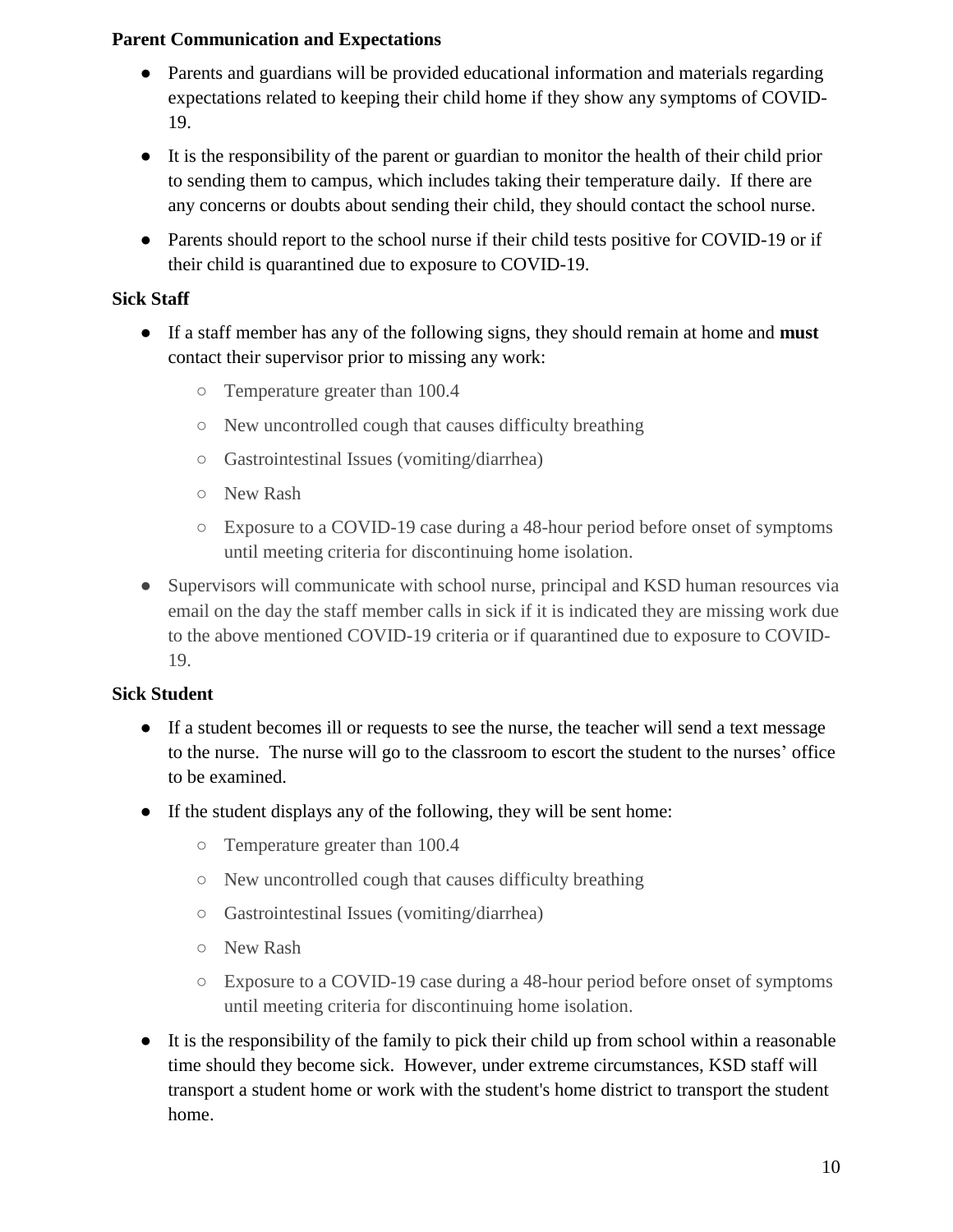**Parent Communication and Expectations**

- Parents and guardians will be provided educational information and materials regarding expectations related to keeping their child home if they show any symptoms of COVID-19.
- It is the responsibility of the parent or guardian to monitor the health of their child prior to sending them to campus, which includes taking their temperature daily. If there are any concerns or doubts about sending their child, they should contact the school nurse.
- Parents should report to the school nurse if their child tests positive for COVID-19 or if their child is quarantined due to exposure to COVID-19.

**Sick Staff**

- If a staff member has any of the following signs, they should remain at home and **must** contact their supervisor prior to missing any work:
  - Temperature greater than 100.4
  - New uncontrolled cough that causes difficulty breathing
  - Gastrointestinal Issues (vomiting/diarrhea)
  - New Rash
  - Exposure to a COVID-19 case during a 48-hour period before onset of symptoms until meeting criteria for discontinuing home isolation.
- Supervisors will communicate with school nurse, principal and KSD human resources via email on the day the staff member calls in sick if it is indicated they are missing work due to the above mentioned COVID-19 criteria or if quarantined due to exposure to COVID-19.

**Sick Student**

- If a student becomes ill or requests to see the nurse, the teacher will send a text message to the nurse. The nurse will go to the classroom to escort the student to the nurses' office to be examined.
- If the student displays any of the following, they will be sent home:
  - Temperature greater than 100.4
  - New uncontrolled cough that causes difficulty breathing
  - Gastrointestinal Issues (vomiting/diarrhea)
  - New Rash
  - Exposure to a COVID-19 case during a 48-hour period before onset of symptoms until meeting criteria for discontinuing home isolation.
- It is the responsibility of the family to pick their child up from school within a reasonable time should they become sick. However, under extreme circumstances, KSD staff will transport a student home or work with the student's home district to transport the student home.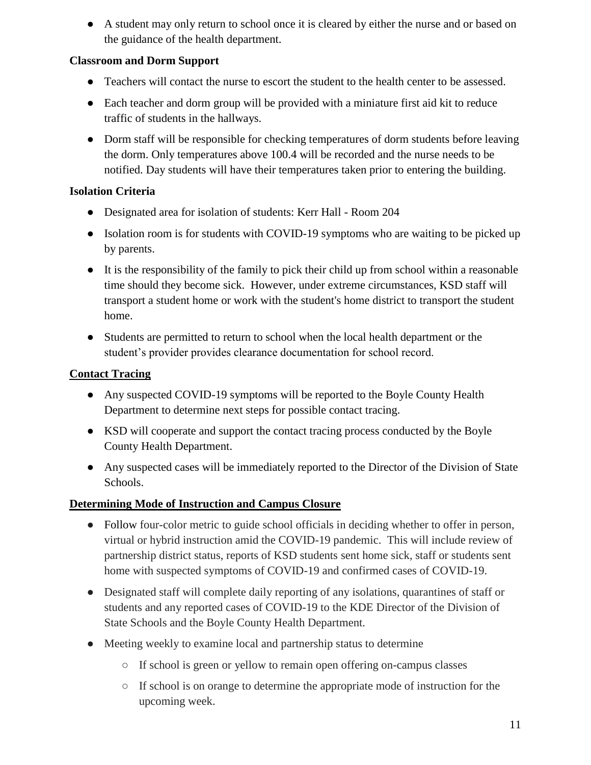- A student may only return to school once it is cleared by either the nurse and or based on the guidance of the health department.

**Classroom and Dorm Support**

- Teachers will contact the nurse to escort the student to the health center to be assessed.
- Each teacher and dorm group will be provided with a miniature first aid kit to reduce traffic of students in the hallways.
- Dorm staff will be responsible for checking temperatures of dorm students before leaving the dorm. Only temperatures above 100.4 will be recorded and the nurse needs to be notified. Day students will have their temperatures taken prior to entering the building.

**Isolation Criteria**

- Designated area for isolation of students: Kerr Hall - Room 204
- Isolation room is for students with COVID-19 symptoms who are waiting to be picked up by parents.
- It is the responsibility of the family to pick their child up from school within a reasonable time should they become sick. However, under extreme circumstances, KSD staff will transport a student home or work with the student's home district to transport the student home.
- Students are permitted to return to school when the local health department or the student's provider provides clearance documentation for school record.

**Contact Tracing**

- Any suspected COVID-19 symptoms will be reported to the Boyle County Health Department to determine next steps for possible contact tracing.
- KSD will cooperate and support the contact tracing process conducted by the Boyle County Health Department.
- Any suspected cases will be immediately reported to the Director of the Division of State Schools.

**Determining Mode of Instruction and Campus Closure**

- Follow four-color metric to guide school officials in deciding whether to offer in person, virtual or hybrid instruction amid the COVID-19 pandemic. This will include review of partnership district status, reports of KSD students sent home sick, staff or students sent home with suspected symptoms of COVID-19 and confirmed cases of COVID-19.
- Designated staff will complete daily reporting of any isolations, quarantines of staff or students and any reported cases of COVID-19 to the KDE Director of the Division of State Schools and the Boyle County Health Department.
- Meeting weekly to examine local and partnership status to determine
  - If school is green or yellow to remain open offering on-campus classes
  - If school is on orange to determine the appropriate mode of instruction for the upcoming week.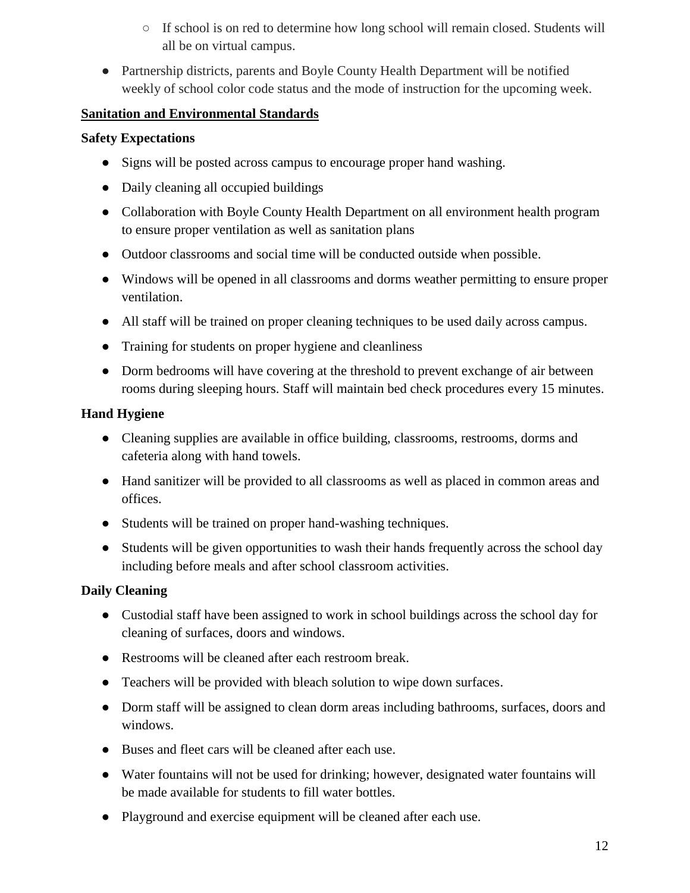- If school is on red to determine how long school will remain closed. Students will all be on virtual campus.
- Partnership districts, parents and Boyle County Health Department will be notified weekly of school color code status and the mode of instruction for the upcoming week.

## Sanitation and Environmental Standards

### Safety Expectations

- Signs will be posted across campus to encourage proper hand washing.
- Daily cleaning all occupied buildings
- Collaboration with Boyle County Health Department on all environment health program to ensure proper ventilation as well as sanitation plans
- Outdoor classrooms and social time will be conducted outside when possible.
- Windows will be opened in all classrooms and dorms weather permitting to ensure proper ventilation.
- All staff will be trained on proper cleaning techniques to be used daily across campus.
- Training for students on proper hygiene and cleanliness
- Dorm bedrooms will have covering at the threshold to prevent exchange of air between rooms during sleeping hours. Staff will maintain bed check procedures every 15 minutes.

### Hand Hygiene

- Cleaning supplies are available in office building, classrooms, restrooms, dorms and cafeteria along with hand towels.
- Hand sanitizer will be provided to all classrooms as well as placed in common areas and offices.
- Students will be trained on proper hand-washing techniques.
- Students will be given opportunities to wash their hands frequently across the school day including before meals and after school classroom activities.

### Daily Cleaning

- Custodial staff have been assigned to work in school buildings across the school day for cleaning of surfaces, doors and windows.
- Restrooms will be cleaned after each restroom break.
- Teachers will be provided with bleach solution to wipe down surfaces.
- Dorm staff will be assigned to clean dorm areas including bathrooms, surfaces, doors and windows.
- Buses and fleet cars will be cleaned after each use.
- Water fountains will not be used for drinking; however, designated water fountains will be made available for students to fill water bottles.
- Playground and exercise equipment will be cleaned after each use.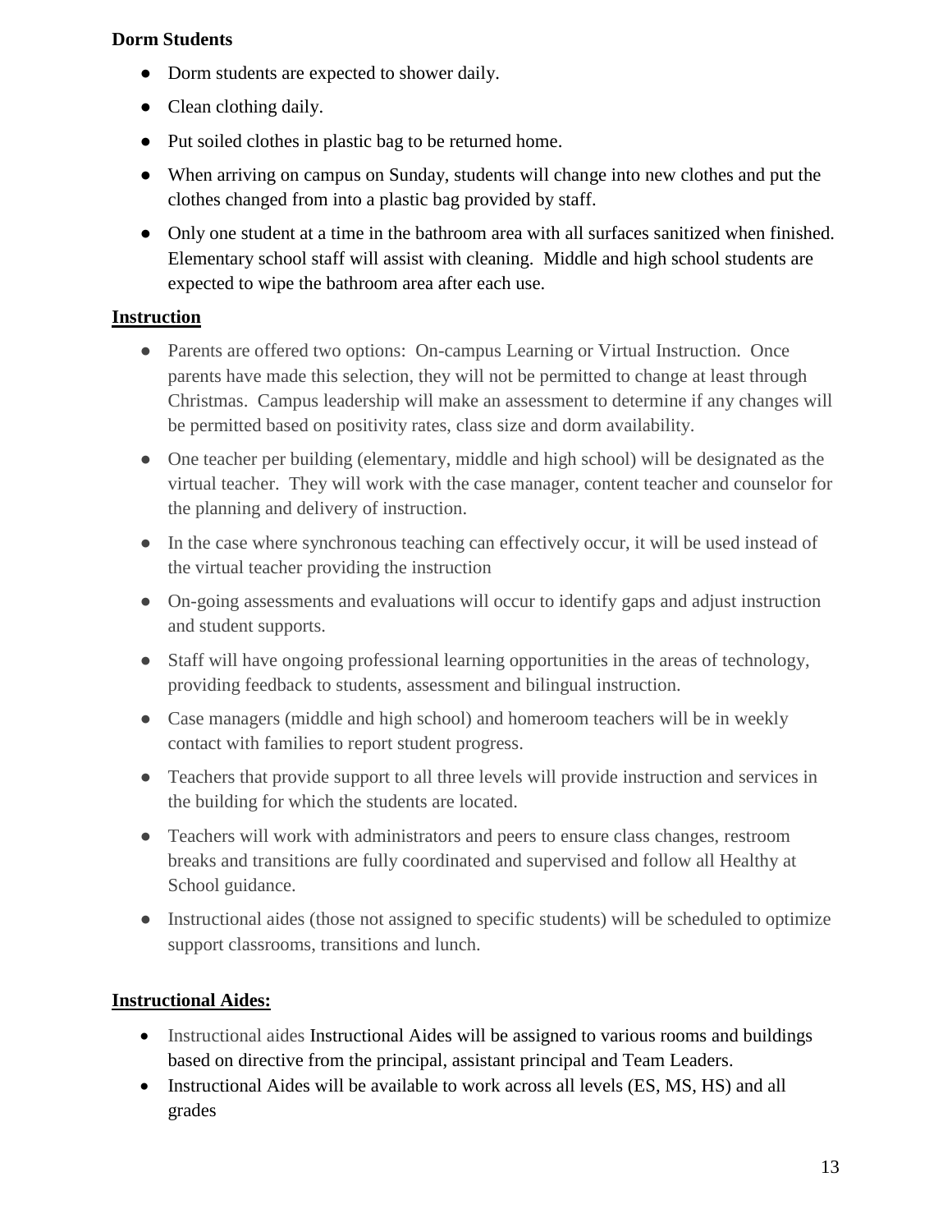**Dorm Students**

- Dorm students are expected to shower daily.
- Clean clothing daily.
- Put soiled clothes in plastic bag to be returned home.
- When arriving on campus on Sunday, students will change into new clothes and put the clothes changed from into a plastic bag provided by staff.
- Only one student at a time in the bathroom area with all surfaces sanitized when finished. Elementary school staff will assist with cleaning. Middle and high school students are expected to wipe the bathroom area after each use.

## Instruction

- Parents are offered two options: On-campus Learning or Virtual Instruction. Once parents have made this selection, they will not be permitted to change at least through Christmas. Campus leadership will make an assessment to determine if any changes will be permitted based on positivity rates, class size and dorm availability.
- One teacher per building (elementary, middle and high school) will be designated as the virtual teacher. They will work with the case manager, content teacher and counselor for the planning and delivery of instruction.
- In the case where synchronous teaching can effectively occur, it will be used instead of the virtual teacher providing the instruction
- On-going assessments and evaluations will occur to identify gaps and adjust instruction and student supports.
- Staff will have ongoing professional learning opportunities in the areas of technology, providing feedback to students, assessment and bilingual instruction.
- Case managers (middle and high school) and homeroom teachers will be in weekly contact with families to report student progress.
- Teachers that provide support to all three levels will provide instruction and services in the building for which the students are located.
- Teachers will work with administrators and peers to ensure class changes, restroom breaks and transitions are fully coordinated and supervised and follow all Healthy at School guidance.
- Instructional aides (those not assigned to specific students) will be scheduled to optimize support classrooms, transitions and lunch.

## Instructional Aides:

- Instructional aides Instructional Aides will be assigned to various rooms and buildings based on directive from the principal, assistant principal and Team Leaders.
- Instructional Aides will be available to work across all levels (ES, MS, HS) and all grades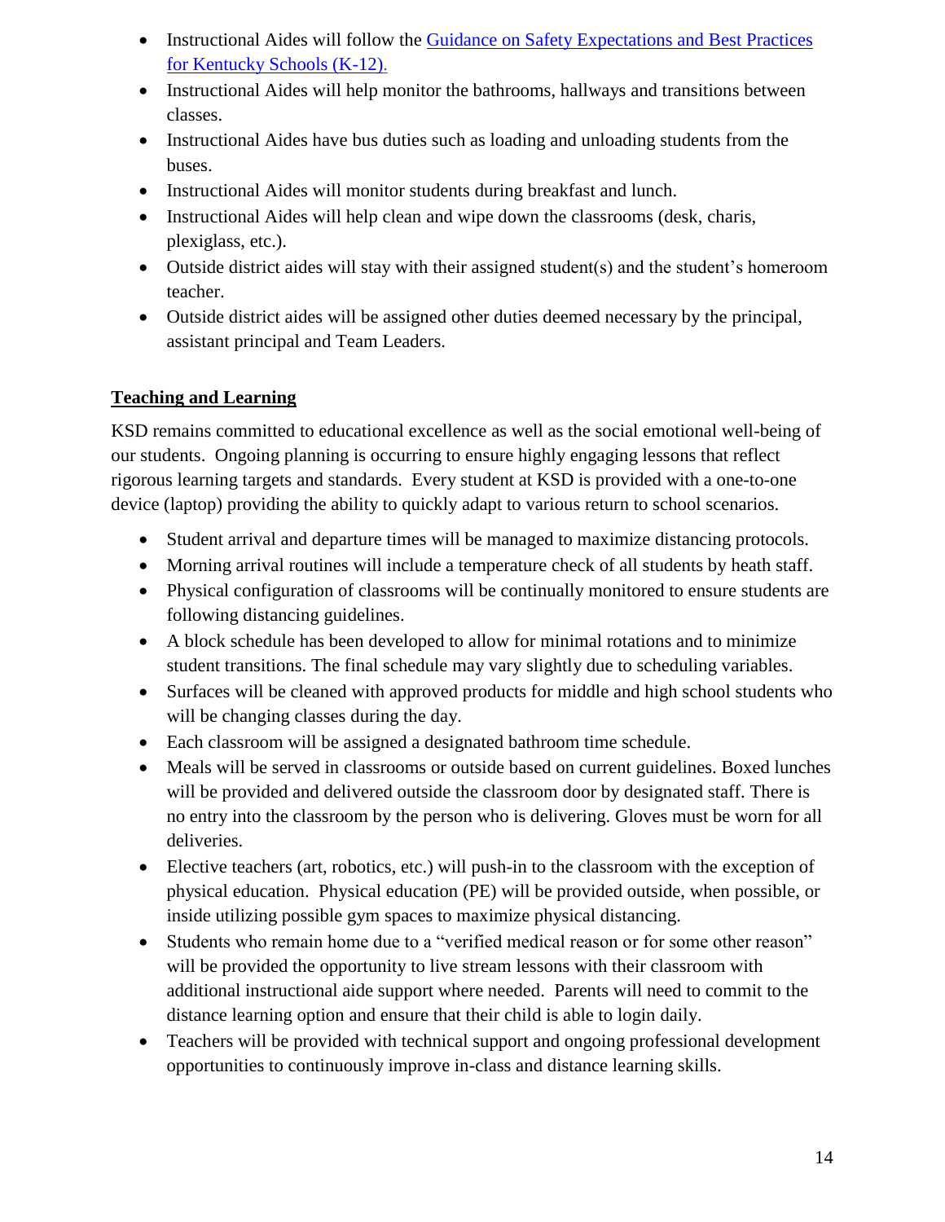- Instructional Aides will follow the [Guidance on Safety Expectations and Best Practices for Kentucky Schools (K-12).]()
- Instructional Aides will help monitor the bathrooms, hallways and transitions between classes.
- Instructional Aides have bus duties such as loading and unloading students from the buses.
- Instructional Aides will monitor students during breakfast and lunch.
- Instructional Aides will help clean and wipe down the classrooms (desk, charis, plexiglass, etc.).
- Outside district aides will stay with their assigned student(s) and the student's homeroom teacher.
- Outside district aides will be assigned other duties deemed necessary by the principal, assistant principal and Team Leaders.

**Teaching and Learning**

KSD remains committed to educational excellence as well as the social emotional well-being of our students. Ongoing planning is occurring to ensure highly engaging lessons that reflect rigorous learning targets and standards. Every student at KSD is provided with a one-to-one device (laptop) providing the ability to quickly adapt to various return to school scenarios.

- Student arrival and departure times will be managed to maximize distancing protocols.
- Morning arrival routines will include a temperature check of all students by heath staff.
- Physical configuration of classrooms will be continually monitored to ensure students are following distancing guidelines.
- A block schedule has been developed to allow for minimal rotations and to minimize student transitions. The final schedule may vary slightly due to scheduling variables.
- Surfaces will be cleaned with approved products for middle and high school students who will be changing classes during the day.
- Each classroom will be assigned a designated bathroom time schedule.
- Meals will be served in classrooms or outside based on current guidelines. Boxed lunches will be provided and delivered outside the classroom door by designated staff. There is no entry into the classroom by the person who is delivering. Gloves must be worn for all deliveries.
- Elective teachers (art, robotics, etc.) will push-in to the classroom with the exception of physical education. Physical education (PE) will be provided outside, when possible, or inside utilizing possible gym spaces to maximize physical distancing.
- Students who remain home due to a "verified medical reason or for some other reason" will be provided the opportunity to live stream lessons with their classroom with additional instructional aide support where needed. Parents will need to commit to the distance learning option and ensure that their child is able to login daily.
- Teachers will be provided with technical support and ongoing professional development opportunities to continuously improve in-class and distance learning skills.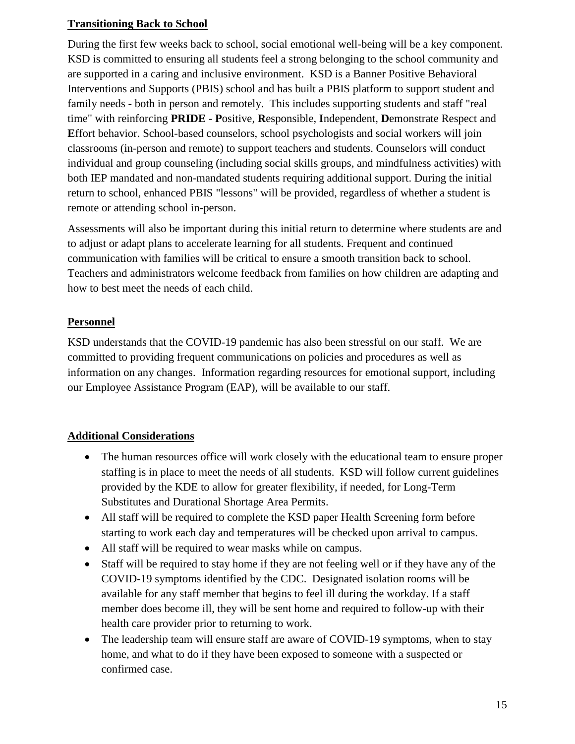## Transitioning Back to School

During the first few weeks back to school, social emotional well-being will be a key component. KSD is committed to ensuring all students feel a strong belonging to the school community and are supported in a caring and inclusive environment. KSD is a Banner Positive Behavioral Interventions and Supports (PBIS) school and has built a PBIS platform to support student and family needs - both in person and remotely. This includes supporting students and staff "real time" with reinforcing **PRIDE** - **P**ositive, **R**esponsible, **I**ndependent, **D**emonstrate Respect and **E**ffort behavior. School-based counselors, school psychologists and social workers will join classrooms (in-person and remote) to support teachers and students. Counselors will conduct individual and group counseling (including social skills groups, and mindfulness activities) with both IEP mandated and non-mandated students requiring additional support. During the initial return to school, enhanced PBIS "lessons" will be provided, regardless of whether a student is remote or attending school in-person.

Assessments will also be important during this initial return to determine where students are and to adjust or adapt plans to accelerate learning for all students. Frequent and continued communication with families will be critical to ensure a smooth transition back to school. Teachers and administrators welcome feedback from families on how children are adapting and how to best meet the needs of each child.

## Personnel

KSD understands that the COVID-19 pandemic has also been stressful on our staff. We are committed to providing frequent communications on policies and procedures as well as information on any changes. Information regarding resources for emotional support, including our Employee Assistance Program (EAP), will be available to our staff.

## Additional Considerations

- The human resources office will work closely with the educational team to ensure proper staffing is in place to meet the needs of all students. KSD will follow current guidelines provided by the KDE to allow for greater flexibility, if needed, for Long-Term Substitutes and Durational Shortage Area Permits.
- All staff will be required to complete the KSD paper Health Screening form before starting to work each day and temperatures will be checked upon arrival to campus.
- All staff will be required to wear masks while on campus.
- Staff will be required to stay home if they are not feeling well or if they have any of the COVID-19 symptoms identified by the CDC. Designated isolation rooms will be available for any staff member that begins to feel ill during the workday. If a staff member does become ill, they will be sent home and required to follow-up with their health care provider prior to returning to work.
- The leadership team will ensure staff are aware of COVID-19 symptoms, when to stay home, and what to do if they have been exposed to someone with a suspected or confirmed case.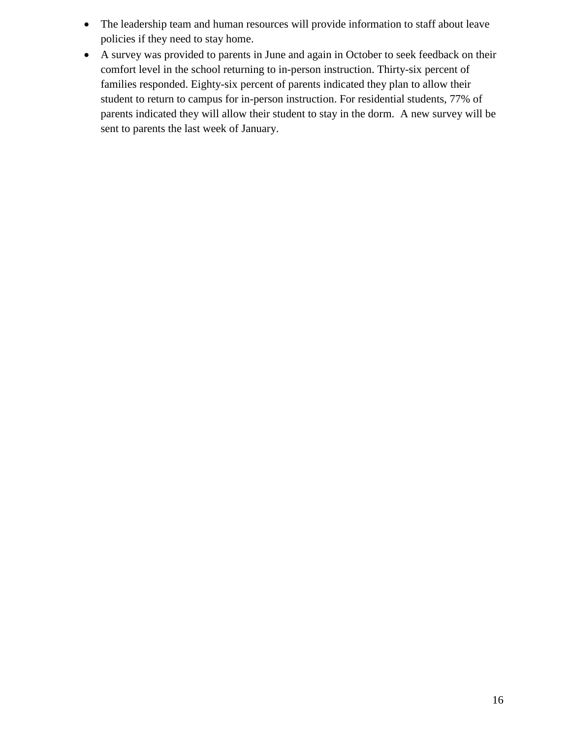- The leadership team and human resources will provide information to staff about leave policies if they need to stay home.
- A survey was provided to parents in June and again in October to seek feedback on their comfort level in the school returning to in-person instruction. Thirty-six percent of families responded. Eighty-six percent of parents indicated they plan to allow their student to return to campus for in-person instruction. For residential students, 77% of parents indicated they will allow their student to stay in the dorm. A new survey will be sent to parents the last week of January.